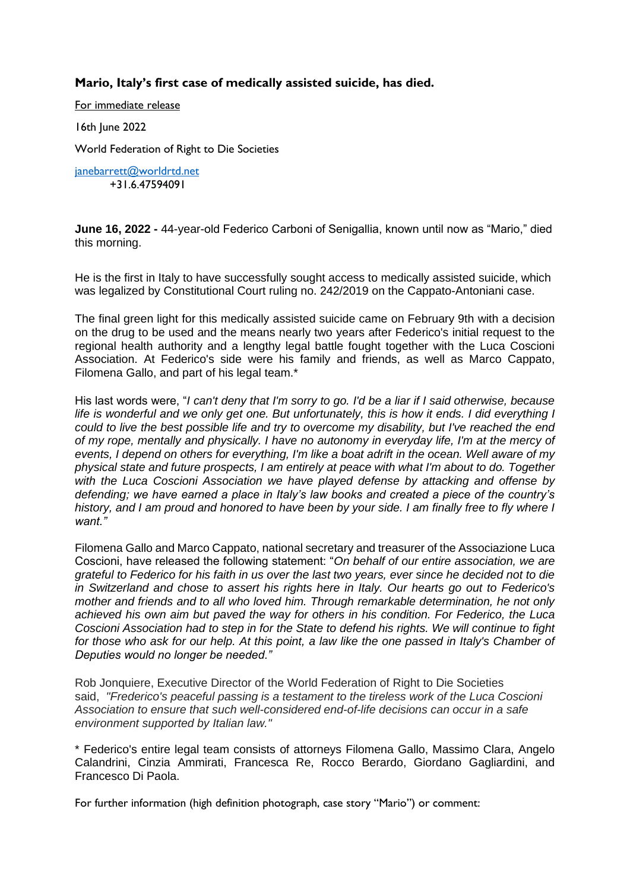**Mario, Italy's first case of medically assisted suicide, has died.**

For immediate release

16th June 2022

World Federation of Right to Die Societies

janebarrett@worldrtd.net
+31.6.47594091

**June 16, 2022 -** 44-year-old Federico Carboni of Senigallia, known until now as "Mario," died this morning.

He is the first in Italy to have successfully sought access to medically assisted suicide, which was legalized by Constitutional Court ruling no. 242/2019 on the Cappato-Antoniani case.

The final green light for this medically assisted suicide came on February 9th with a decision on the drug to be used and the means nearly two years after Federico's initial request to the regional health authority and a lengthy legal battle fought together with the Luca Coscioni Association. At Federico's side were his family and friends, as well as Marco Cappato, Filomena Gallo, and part of his legal team.*

His last words were, "*I can't deny that I'm sorry to go. I'd be a liar if I said otherwise, because life is wonderful and we only get one. But unfortunately, this is how it ends. I did everything I could to live the best possible life and try to overcome my disability, but I've reached the end of my rope, mentally and physically. I have no autonomy in everyday life, I'm at the mercy of events, I depend on others for everything, I'm like a boat adrift in the ocean. Well aware of my physical state and future prospects, I am entirely at peace with what I'm about to do. Together with the Luca Coscioni Association we have played defense by attacking and offense by defending; we have earned a place in Italy's law books and created a piece of the country's history, and I am proud and honored to have been by your side. I am finally free to fly where I want."*

Filomena Gallo and Marco Cappato, national secretary and treasurer of the Associazione Luca Coscioni, have released the following statement: "*On behalf of our entire association, we are grateful to Federico for his faith in us over the last two years, ever since he decided not to die in Switzerland and chose to assert his rights here in Italy. Our hearts go out to Federico's mother and friends and to all who loved him. Through remarkable determination, he not only achieved his own aim but paved the way for others in his condition. For Federico, the Luca Coscioni Association had to step in for the State to defend his rights. We will continue to fight for those who ask for our help. At this point, a law like the one passed in Italy's Chamber of Deputies would no longer be needed."*

Rob Jonquiere, Executive Director of the World Federation of Right to Die Societies said, *"Frederico's peaceful passing is a testament to the tireless work of the Luca Coscioni Association to ensure that such well-considered end-of-life decisions can occur in a safe environment supported by Italian law."*

\* Federico's entire legal team consists of attorneys Filomena Gallo, Massimo Clara, Angelo Calandrini, Cinzia Ammirati, Francesca Re, Rocco Berardo, Giordano Gagliardini, and Francesco Di Paola.

For further information (high definition photograph, case story "Mario") or comment: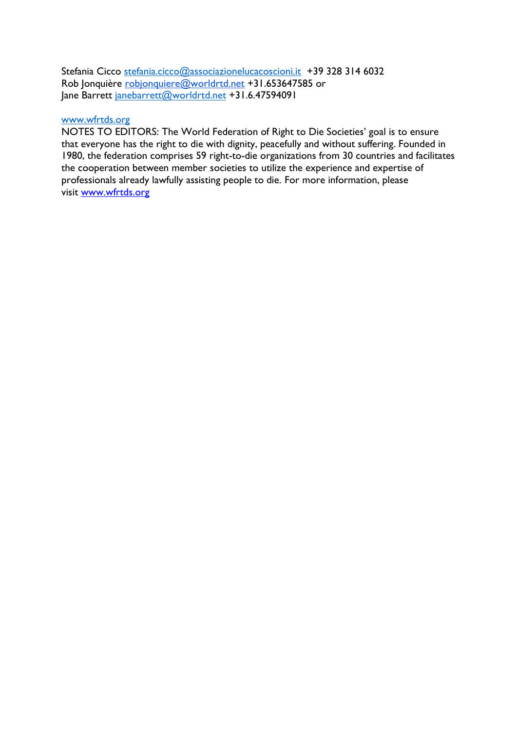Stefania Cicco stefania.cicco@associazionelucacoscioni.it +39 328 314 6032
Rob Jonquière robjonquiere@worldrtd.net +31.653647585 or
Jane Barrett janebarrett@worldrtd.net +31.6.47594091

www.wfrtds.org
NOTES TO EDITORS: The World Federation of Right to Die Societies' goal is to ensure that everyone has the right to die with dignity, peacefully and without suffering. Founded in 1980, the federation comprises 59 right-to-die organizations from 30 countries and facilitates the cooperation between member societies to utilize the experience and expertise of professionals already lawfully assisting people to die. For more information, please visit www.wfrtds.org